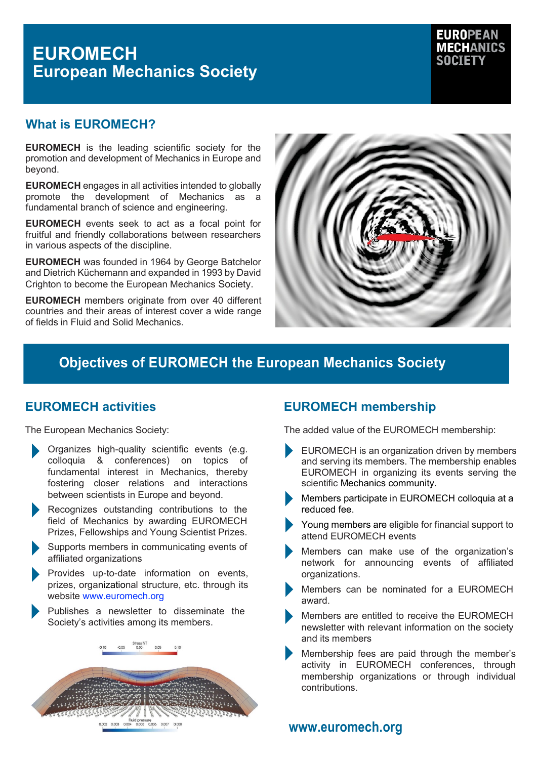# EUROMECH
## European Mechanics Society

EUROPEAN MECHANICS SOCIETY

## What is EUROMECH?

**EUROMECH** is the leading scientific society for the promotion and development of Mechanics in Europe and beyond.

**EUROMECH** engages in all activities intended to globally promote the development of Mechanics as a fundamental branch of science and engineering.

**EUROMECH** events seek to act as a focal point for fruitful and friendly collaborations between researchers in various aspects of the discipline.

**EUROMECH** was founded in 1964 by George Batchelor and Dietrich Küchemann and expanded in 1993 by David Crighton to become the European Mechanics Society.

**EUROMECH** members originate from over 40 different countries and their areas of interest cover a wide range of fields in Fluid and Solid Mechanics.

## Objectives of EUROMECH the European Mechanics Society

### EUROMECH activities

The European Mechanics Society:

- Organizes high-quality scientific events (e.g. colloquia & conferences) on topics of fundamental interest in Mechanics, thereby fostering closer relations and interactions between scientists in Europe and beyond.
- Recognizes outstanding contributions to the field of Mechanics by awarding EUROMECH Prizes, Fellowships and Young Scientist Prizes.
- Supports members in communicating events of affiliated organizations
- Provides up-to-date information on events, prizes, organizational structure, etc. through its website www.euromech.org
- Publishes a newsletter to disseminate the Society's activities among its members.

### EUROMECH membership

The added value of the EUROMECH membership:

- EUROMECH is an organization driven by members and serving its members. The membership enables EUROMECH in organizing its events serving the scientific Mechanics community.
- Members participate in EUROMECH colloquia at a reduced fee.
- Young members are eligible for financial support to attend EUROMECH events
- Members can make use of the organization's network for announcing events of affiliated organizations.
- Members can be nominated for a EUROMECH award.
- Members are entitled to receive the EUROMECH newsletter with relevant information on the society and its members
- Membership fees are paid through the member's activity in EUROMECH conferences, through membership organizations or through individual contributions.

**www.euromech.org**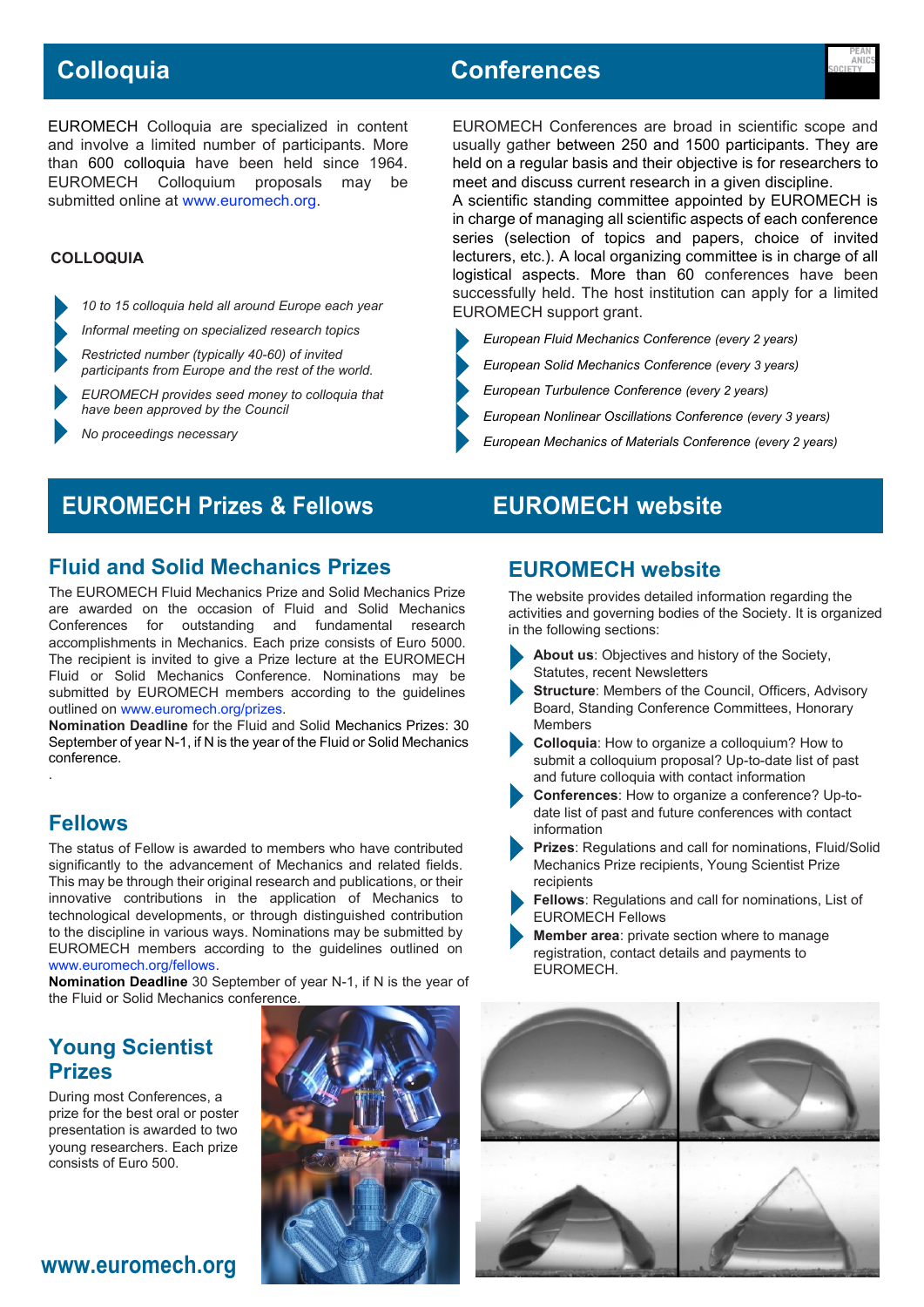## Colloquia

EUROMECH Colloquia are specialized in content and involve a limited number of participants. More than 600 colloquia have been held since 1964. EUROMECH Colloquium proposals may be submitted online at www.euromech.org.

**COLLOQUIA**

- *10 to 15 colloquia held all around Europe each year*
- *Informal meeting on specialized research topics*
- *Restricted number (typically 40-60) of invited participants from Europe and the rest of the world.*
- *EUROMECH provides seed money to colloquia that have been approved by the Council*
- *No proceedings necessary*

## Conferences

EUROMECH Conferences are broad in scientific scope and usually gather between 250 and 1500 participants. They are held on a regular basis and their objective is for researchers to meet and discuss current research in a given discipline.

A scientific standing committee appointed by EUROMECH is in charge of managing all scientific aspects of each conference series (selection of topics and papers, choice of invited lecturers, etc.). A local organizing committee is in charge of all logistical aspects. More than 60 conferences have been successfully held. The host institution can apply for a limited EUROMECH support grant.

- *European Fluid Mechanics Conference (every 2 years)*
- *European Solid Mechanics Conference (every 3 years)*
- *European Turbulence Conference (every 2 years)*
- *European Nonlinear Oscillations Conference (every 3 years)*
- *European Mechanics of Materials Conference (every 2 years)*

## EUROMECH Prizes & Fellows

### Fluid and Solid Mechanics Prizes

The EUROMECH Fluid Mechanics Prize and Solid Mechanics Prize are awarded on the occasion of Fluid and Solid Mechanics Conferences for outstanding and fundamental research accomplishments in Mechanics. Each prize consists of Euro 5000. The recipient is invited to give a Prize lecture at the EUROMECH Fluid or Solid Mechanics Conference. Nominations may be submitted by EUROMECH members according to the guidelines outlined on www.euromech.org/prizes.

**Nomination Deadline** for the Fluid and Solid Mechanics Prizes: 30 September of year N-1, if N is the year of the Fluid or Solid Mechanics conference.

### Fellows

The status of Fellow is awarded to members who have contributed significantly to the advancement of Mechanics and related fields. This may be through their original research and publications, or their innovative contributions in the application of Mechanics to technological developments, or through distinguished contribution to the discipline in various ways. Nominations may be submitted by EUROMECH members according to the guidelines outlined on www.euromech.org/fellows.

**Nomination Deadline** 30 September of year N-1, if N is the year of the Fluid or Solid Mechanics conference.

### Young Scientist Prizes

During most Conferences, a prize for the best oral or poster presentation is awarded to two young researchers. Each prize consists of Euro 500.

## EUROMECH website

### EUROMECH website

The website provides detailed information regarding the activities and governing bodies of the Society. It is organized in the following sections:

- **About us**: Objectives and history of the Society, Statutes, recent Newsletters
- **Structure**: Members of the Council, Officers, Advisory Board, Standing Conference Committees, Honorary Members
- **Colloquia**: How to organize a colloquium? How to submit a colloquium proposal? Up-to-date list of past and future colloquia with contact information
- **Conferences**: How to organize a conference? Up-to-date list of past and future conferences with contact information
- **Prizes**: Regulations and call for nominations, Fluid/Solid Mechanics Prize recipients, Young Scientist Prize recipients
- **Fellows**: Regulations and call for nominations, List of EUROMECH Fellows
- **Member area**: private section where to manage registration, contact details and payments to EUROMECH.

**www.euromech.org**